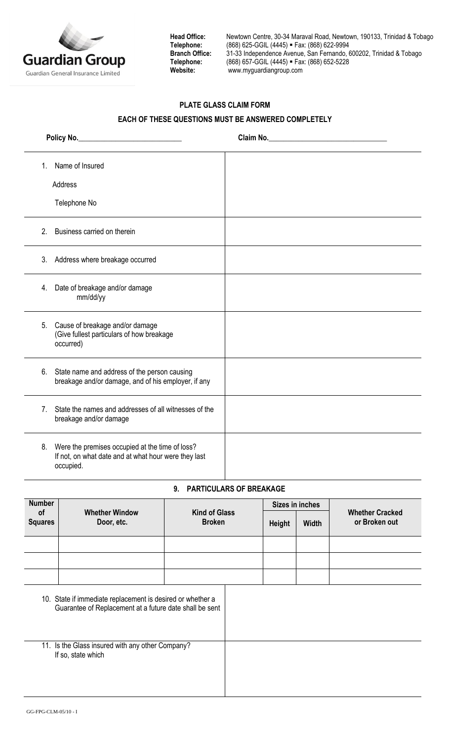**Guardian Group**
Guardian General Insurance Limited

**Head Office:** Newtown Centre, 30-34 Maraval Road, Newtown, 190133, Trinidad & Tobago
**Telephone:** (868) 625-GGIL (4445) ▪ Fax: (868) 622-9994
**Branch Office:** 31-33 Independence Avenue, San Fernando, 600202, Trinidad & Tobago
**Telephone:** (868) 657-GGIL (4445) ▪ Fax: (868) 652-5228
**Website:** www.myguardiangroup.com

## PLATE GLASS CLAIM FORM

### EACH OF THESE QUESTIONS MUST BE ANSWERED COMPLETELY

**Policy No.**\_\_\_\_\_\_\_\_\_\_\_\_\_\_\_\_\_\_\_\_\_\_\_\_\_\_\_\_ **Claim No.**\_\_\_\_\_\_\_\_\_\_\_\_\_\_\_\_\_\_\_\_\_\_\_\_\_\_\_\_\_\_\_\_

| | |
|---|---|
| 1. Name of Insured<br>Address<br>Telephone No | |
| 2. Business carried on therein | |
| 3. Address where breakage occurred | |
| 4. Date of breakage and/or damage mm/dd/yy | |
| 5. Cause of breakage and/or damage (Give fullest particulars of how breakage occurred) | |
| 6. State name and address of the person causing breakage and/or damage, and of his employer, if any | |
| 7. State the names and addresses of all witnesses of the breakage and/or damage | |
| 8. Were the premises occupied at the time of loss? If not, on what date and at what hour were they last occupied. | |

### 9. PARTICULARS OF BREAKAGE

| Number of Squares | Whether Window Door, etc. | Kind of Glass Broken | Sizes in inches | | Whether Cracked or Broken out |
|---|---|---|---|---|---|
| | | | Height | Width | |
| | | | | | |
| | | | | | |
| | | | | | |

| | |
|---|---|
| 10. State if immediate replacement is desired or whether a Guarantee of Replacement at a future date shall be sent | |
| 11. Is the Glass insured with any other Company? If so, state which | |

GG-FPG-CLM-05/10 - I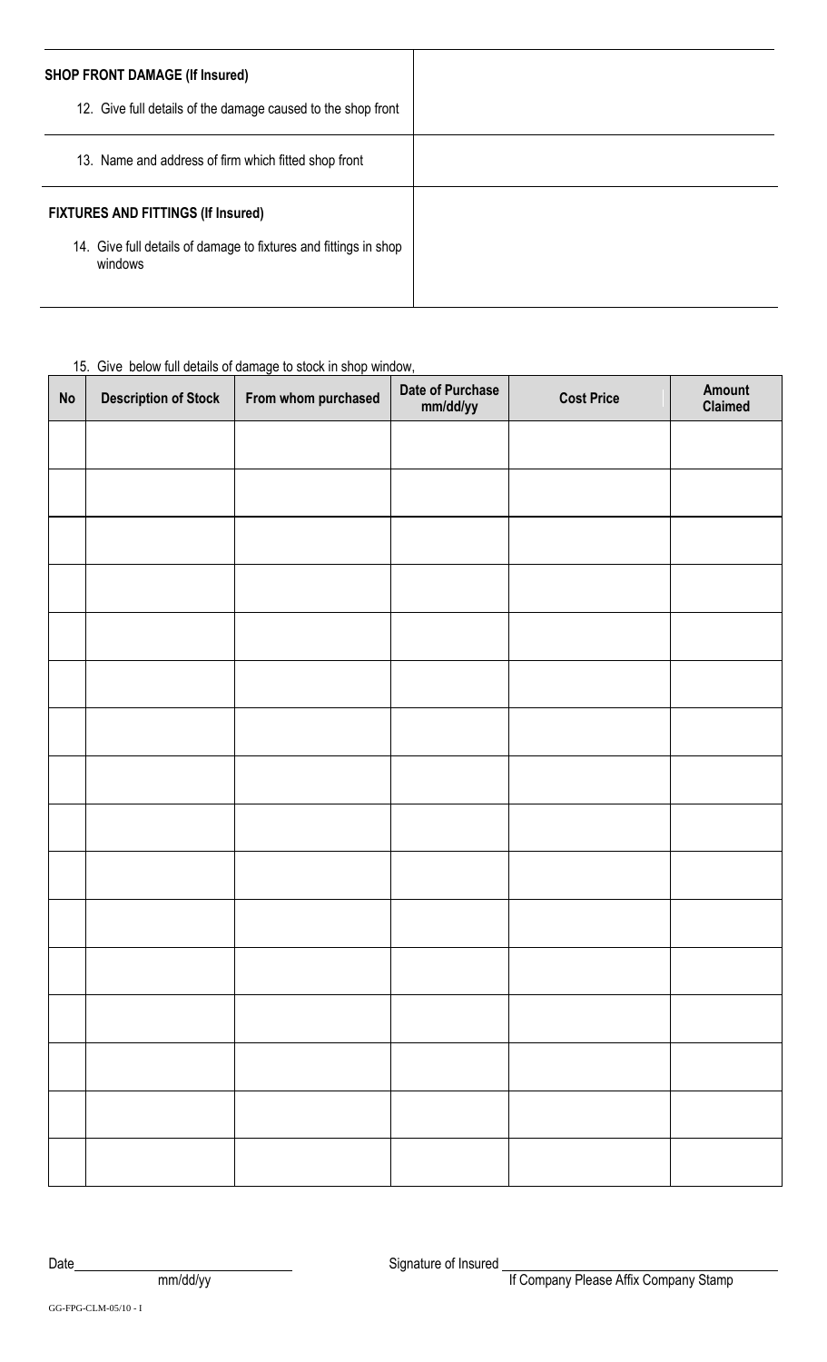**SHOP FRONT DAMAGE (If Insured)**

12. Give full details of the damage caused to the shop front

13. Name and address of firm which fitted shop front

**FIXTURES AND FITTINGS (If Insured)**

14. Give full details of damage to fixtures and fittings in shop windows

15. Give below full details of damage to stock in shop window,

| No | Description of Stock | From whom purchased | Date of Purchase mm/dd/yy | Cost Price | Amount Claimed |
|---|---|---|---|---|---|
| | | | | | |
| | | | | | |
| | | | | | |
| | | | | | |
| | | | | | |
| | | | | | |
| | | | | | |
| | | | | | |
| | | | | | |
| | | | | | |
| | | | | | |
| | | | | | |
| | | | | | |
| | | | | | |
| | | | | | |
| | | | | | |

Date ____________________
mm/dd/yy

Signature of Insured ____________________
If Company Please Affix Company Stamp

GG-FPG-CLM-05/10 - I